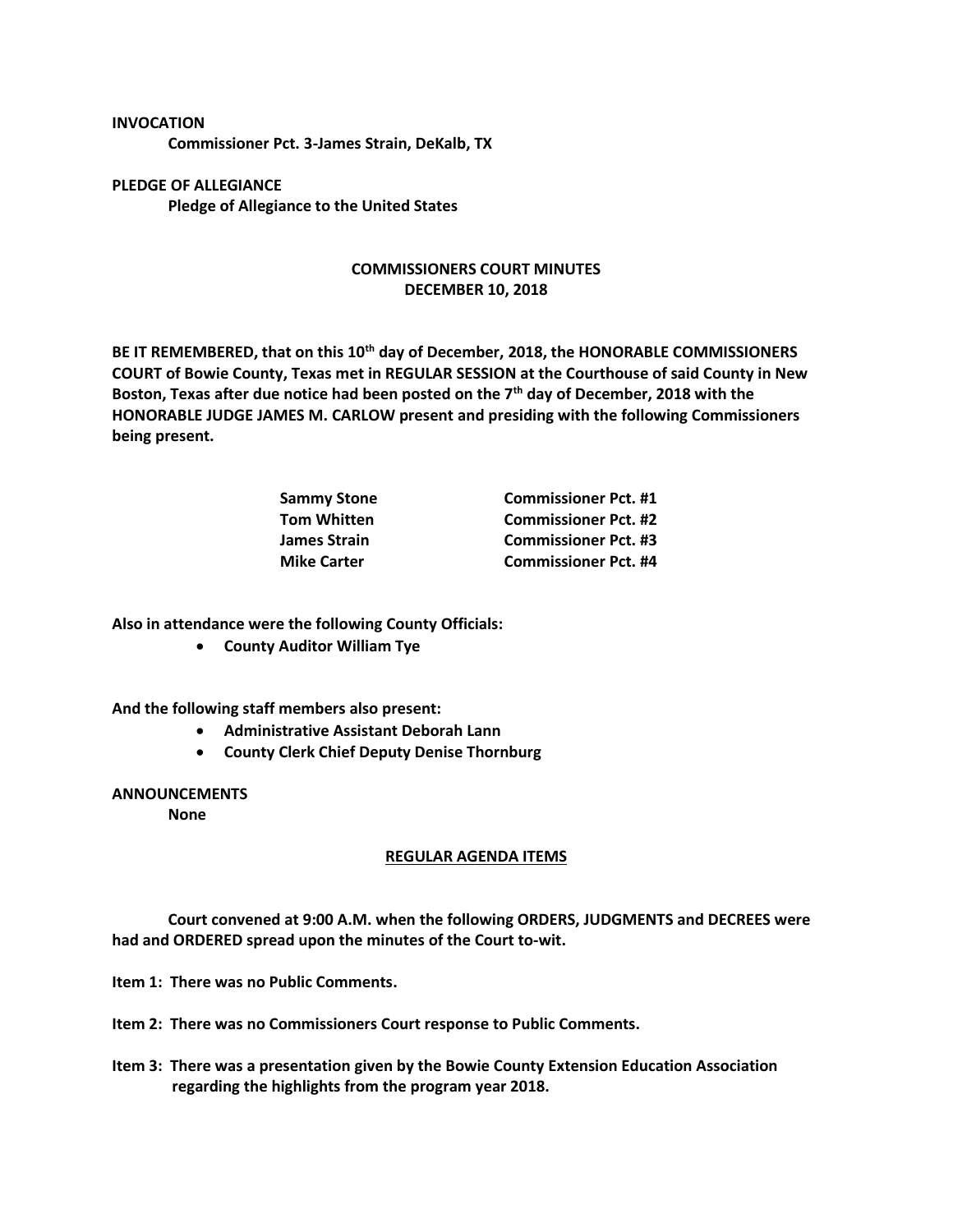**INVOCATION**

**Commissioner Pct. 3-James Strain, DeKalb, TX**

**PLEDGE OF ALLEGIANCE**

**Pledge of Allegiance to the United States**

## COMMISSIONERS COURT MINUTES
## DECEMBER 10, 2018

**BE IT REMEMBERED, that on this 10th day of December, 2018, the HONORABLE COMMISSIONERS COURT of Bowie County, Texas met in REGULAR SESSION at the Courthouse of said County in New Boston, Texas after due notice had been posted on the 7th day of December, 2018 with the HONORABLE JUDGE JAMES M. CARLOW present and presiding with the following Commissioners being present.**

| | |
|---|---|
| **Sammy Stone** | **Commissioner Pct. #1** |
| **Tom Whitten** | **Commissioner Pct. #2** |
| **James Strain** | **Commissioner Pct. #3** |
| **Mike Carter** | **Commissioner Pct. #4** |

**Also in attendance were the following County Officials:**

- **County Auditor William Tye**

**And the following staff members also present:**

- **Administrative Assistant Deborah Lann**
- **County Clerk Chief Deputy Denise Thornburg**

**ANNOUNCEMENTS**

**None**

**REGULAR AGENDA ITEMS**

**Court convened at 9:00 A.M. when the following ORDERS, JUDGMENTS and DECREES were had and ORDERED spread upon the minutes of the Court to-wit.**

**Item 1: There was no Public Comments.**

**Item 2: There was no Commissioners Court response to Public Comments.**

**Item 3: There was a presentation given by the Bowie County Extension Education Association regarding the highlights from the program year 2018.**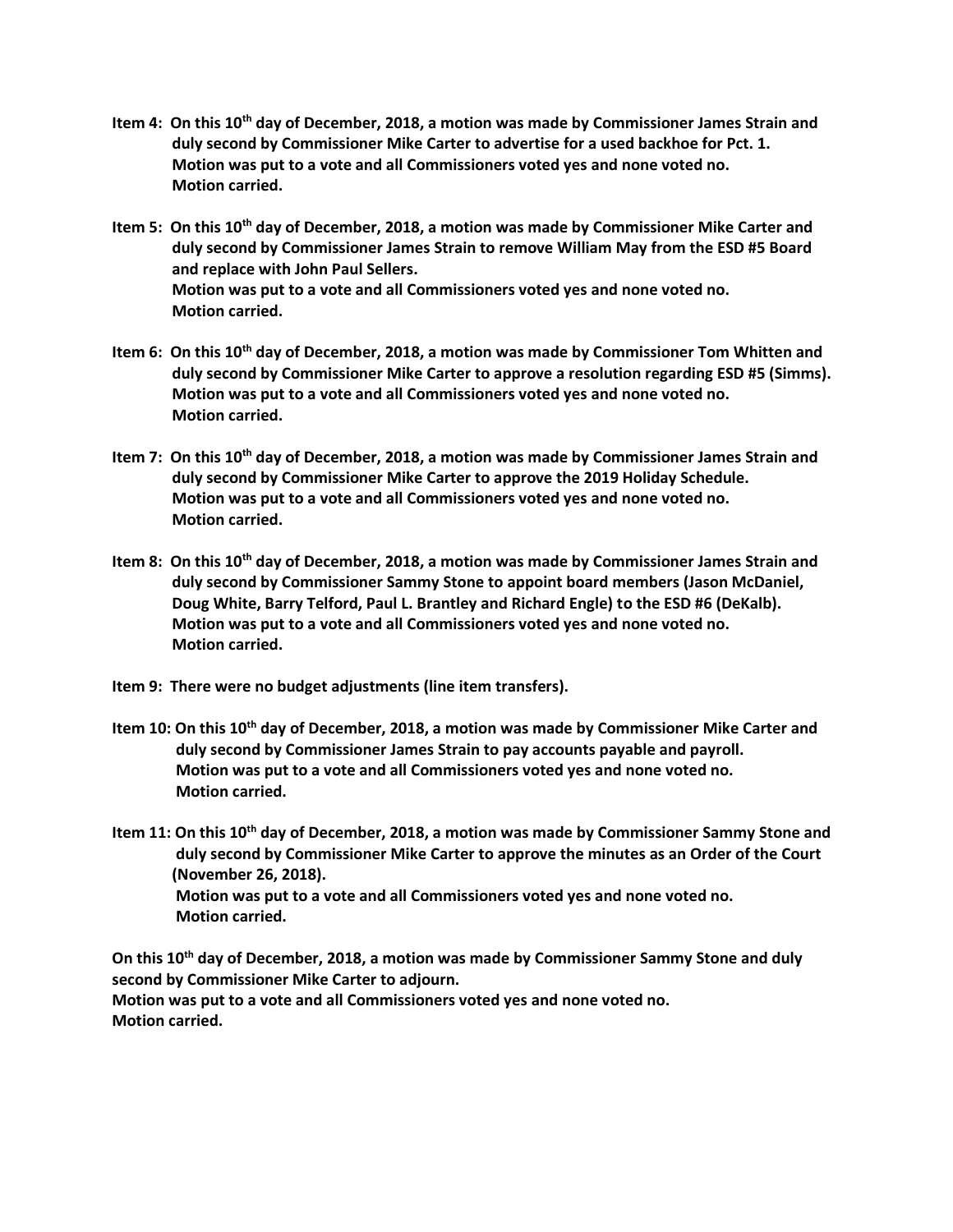**Item 4: On this 10th day of December, 2018, a motion was made by Commissioner James Strain and duly second by Commissioner Mike Carter to advertise for a used backhoe for Pct. 1.**
**Motion was put to a vote and all Commissioners voted yes and none voted no.**
**Motion carried.**

**Item 5: On this 10th day of December, 2018, a motion was made by Commissioner Mike Carter and duly second by Commissioner James Strain to remove William May from the ESD #5 Board and replace with John Paul Sellers.**
**Motion was put to a vote and all Commissioners voted yes and none voted no.**
**Motion carried.**

**Item 6: On this 10th day of December, 2018, a motion was made by Commissioner Tom Whitten and duly second by Commissioner Mike Carter to approve a resolution regarding ESD #5 (Simms).**
**Motion was put to a vote and all Commissioners voted yes and none voted no.**
**Motion carried.**

**Item 7: On this 10th day of December, 2018, a motion was made by Commissioner James Strain and duly second by Commissioner Mike Carter to approve the 2019 Holiday Schedule.**
**Motion was put to a vote and all Commissioners voted yes and none voted no.**
**Motion carried.**

**Item 8: On this 10th day of December, 2018, a motion was made by Commissioner James Strain and duly second by Commissioner Sammy Stone to appoint board members (Jason McDaniel, Doug White, Barry Telford, Paul L. Brantley and Richard Engle) to the ESD #6 (DeKalb).**
**Motion was put to a vote and all Commissioners voted yes and none voted no.**
**Motion carried.**

**Item 9: There were no budget adjustments (line item transfers).**

**Item 10: On this 10th day of December, 2018, a motion was made by Commissioner Mike Carter and duly second by Commissioner James Strain to pay accounts payable and payroll.**
**Motion was put to a vote and all Commissioners voted yes and none voted no.**
**Motion carried.**

**Item 11: On this 10th day of December, 2018, a motion was made by Commissioner Sammy Stone and duly second by Commissioner Mike Carter to approve the minutes as an Order of the Court (November 26, 2018).**
**Motion was put to a vote and all Commissioners voted yes and none voted no.**
**Motion carried.**

**On this 10th day of December, 2018, a motion was made by Commissioner Sammy Stone and duly second by Commissioner Mike Carter to adjourn.**
**Motion was put to a vote and all Commissioners voted yes and none voted no.**
**Motion carried.**